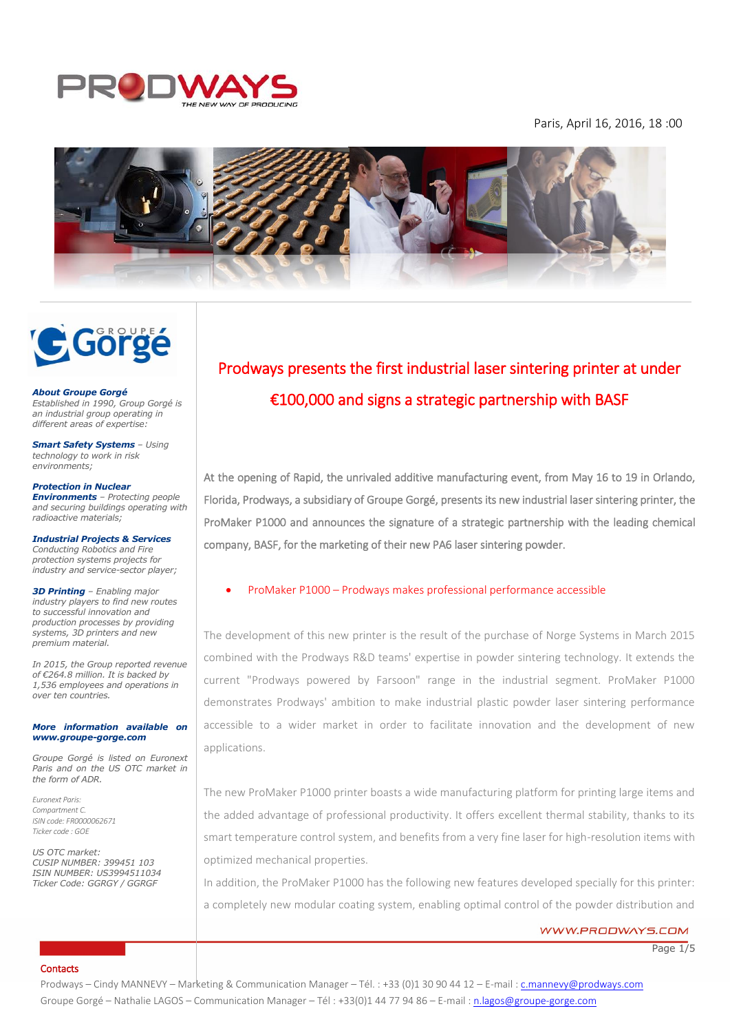Paris, April 16, 2016, 18 :00

# Prodways presents the first industrial laser sintering printer at under €100,000 and signs a strategic partnership with BASF

At the opening of Rapid, the unrivaled additive manufacturing event, from May 16 to 19 in Orlando, Florida, Prodways, a subsidiary of Groupe Gorgé, presents its new industrial laser sintering printer, the ProMaker P1000 and announces the signature of a strategic partnership with the leading chemical company, BASF, for the marketing of their new PA6 laser sintering powder.

- ProMaker P1000 – Prodways makes professional performance accessible

The development of this new printer is the result of the purchase of Norge Systems in March 2015 combined with the Prodways R&D teams' expertise in powder sintering technology. It extends the current "Prodways powered by Farsoon" range in the industrial segment. ProMaker P1000 demonstrates Prodways' ambition to make industrial plastic powder laser sintering performance accessible to a wider market in order to facilitate innovation and the development of new applications.

The new ProMaker P1000 printer boasts a wide manufacturing platform for printing large items and the added advantage of professional productivity. It offers excellent thermal stability, thanks to its smart temperature control system, and benefits from a very fine laser for high-resolution items with optimized mechanical properties.

In addition, the ProMaker P1000 has the following new features developed specially for this printer: a completely new modular coating system, enabling optimal control of the powder distribution and

---

***About Groupe Gorgé***
*Established in 1990, Group Gorgé is an industrial group operating in different areas of expertise:*

***Smart Safety Systems** – Using technology to work in risk environments;*

***Protection in Nuclear Environments** – Protecting people and securing buildings operating with radioactive materials;*

***Industrial Projects & Services** Conducting Robotics and Fire protection systems projects for industry and service-sector player;*

***3D Printing** – Enabling major industry players to find new routes to successful innovation and production processes by providing systems, 3D printers and new premium material.*

*In 2015, the Group reported revenue of €264.8 million. It is backed by 1,536 employees and operations in over ten countries.*

***More information available on www.groupe-gorge.com***

*Groupe Gorgé is listed on Euronext Paris and on the US OTC market in the form of ADR.*

*Euronext Paris:*
*Compartment C.*
*ISIN code: FR0000062671*
*Ticker code : GOE*

*US OTC market:*
*CUSIP NUMBER: 399451 103*
*ISIN NUMBER: US3994511034*
*Ticker Code: GGRGY / GGRGF*

---

Contacts

Prodways – Cindy MANNEVY – Marketing & Communication Manager – Tél. : +33 (0)1 30 90 44 12 – E-mail : c.mannevy@prodways.com

Groupe Gorgé – Nathalie LAGOS – Communication Manager – Tél : +33(0)1 44 77 94 86 – E-mail : n.lagos@groupe-gorge.com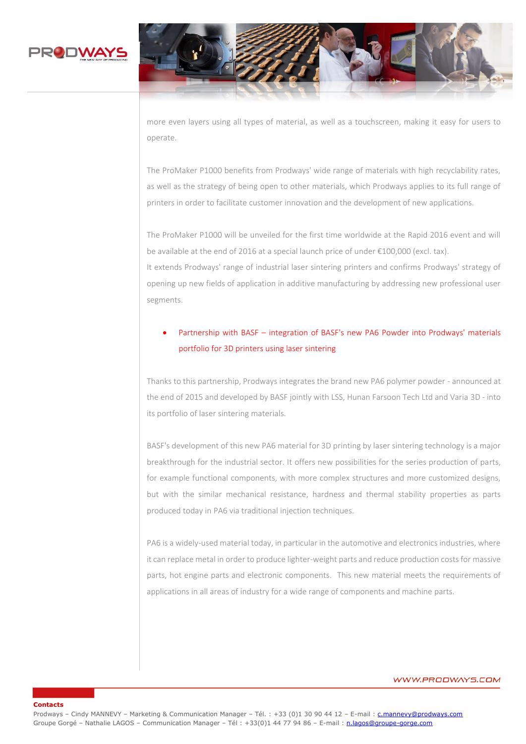more even layers using all types of material, as well as a touchscreen, making it easy for users to operate.

The ProMaker P1000 benefits from Prodways' wide range of materials with high recyclability rates, as well as the strategy of being open to other materials, which Prodways applies to its full range of printers in order to facilitate customer innovation and the development of new applications.

The ProMaker P1000 will be unveiled for the first time worldwide at the Rapid 2016 event and will be available at the end of 2016 at a special launch price of under €100,000 (excl. tax).
It extends Prodways' range of industrial laser sintering printers and confirms Prodways' strategy of opening up new fields of application in additive manufacturing by addressing new professional user segments.

- Partnership with BASF – integration of BASF's new PA6 Powder into Prodways' materials portfolio for 3D printers using laser sintering

Thanks to this partnership, Prodways integrates the brand new PA6 polymer powder - announced at the end of 2015 and developed by BASF jointly with LSS, Hunan Farsoon Tech Ltd and Varia 3D - into its portfolio of laser sintering materials.

BASF's development of this new PA6 material for 3D printing by laser sintering technology is a major breakthrough for the industrial sector. It offers new possibilities for the series production of parts, for example functional components, with more complex structures and more customized designs, but with the similar mechanical resistance, hardness and thermal stability properties as parts produced today in PA6 via traditional injection techniques.

PA6 is a widely-used material today, in particular in the automotive and electronics industries, where it can replace metal in order to produce lighter-weight parts and reduce production costs for massive parts, hot engine parts and electronic components. This new material meets the requirements of applications in all areas of industry for a wide range of components and machine parts.

**Contacts**
Prodways – Cindy MANNEVY – Marketing & Communication Manager – Tél. : +33 (0)1 30 90 44 12 – E-mail : c.mannevy@prodways.com
Groupe Gorgé – Nathalie LAGOS – Communication Manager – Tél : +33(0)1 44 77 94 86 – E-mail : n.lagos@groupe-gorge.com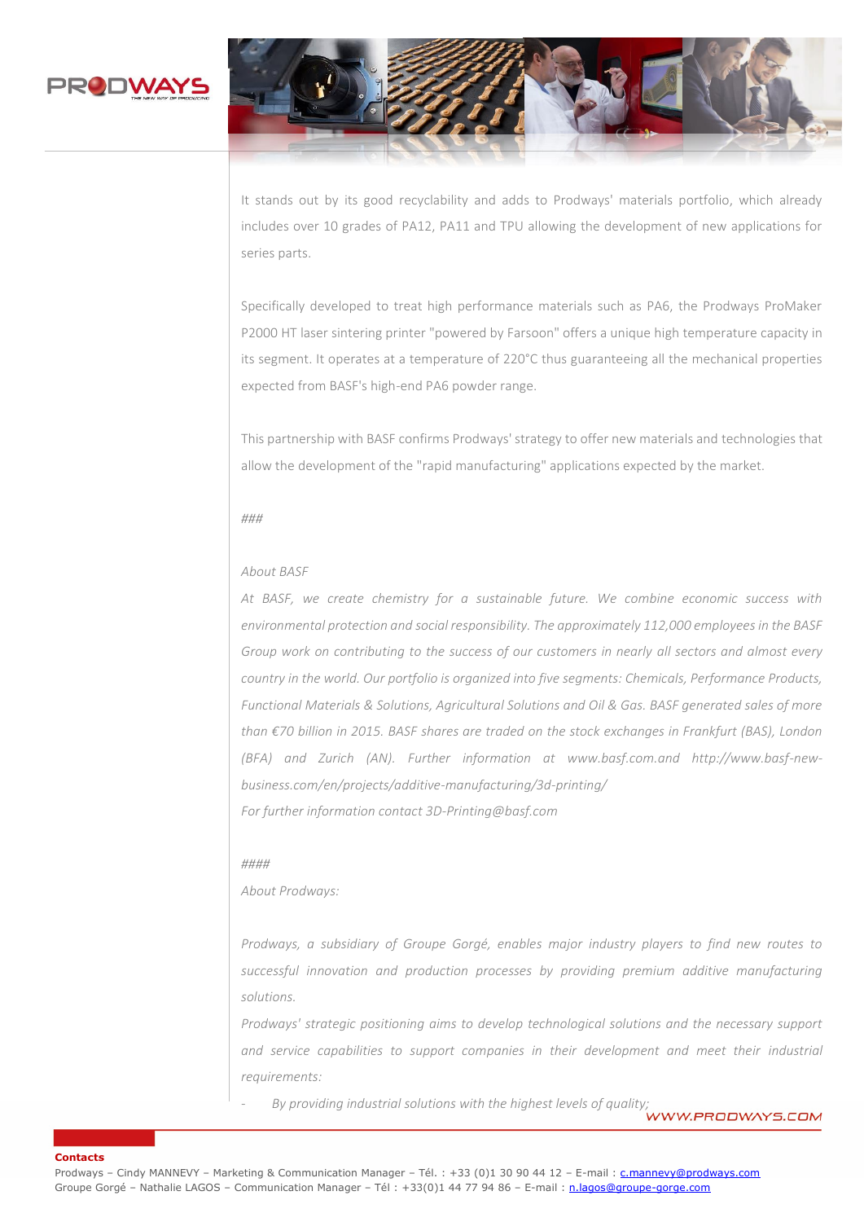It stands out by its good recyclability and adds to Prodways' materials portfolio, which already includes over 10 grades of PA12, PA11 and TPU allowing the development of new applications for series parts.

Specifically developed to treat high performance materials such as PA6, the Prodways ProMaker P2000 HT laser sintering printer "powered by Farsoon" offers a unique high temperature capacity in its segment. It operates at a temperature of 220°C thus guaranteeing all the mechanical properties expected from BASF's high-end PA6 powder range.

This partnership with BASF confirms Prodways' strategy to offer new materials and technologies that allow the development of the "rapid manufacturing" applications expected by the market.

*###*

*About BASF*

*At BASF, we create chemistry for a sustainable future. We combine economic success with environmental protection and social responsibility. The approximately 112,000 employees in the BASF Group work on contributing to the success of our customers in nearly all sectors and almost every country in the world. Our portfolio is organized into five segments: Chemicals, Performance Products, Functional Materials & Solutions, Agricultural Solutions and Oil & Gas. BASF generated sales of more than €70 billion in 2015. BASF shares are traded on the stock exchanges in Frankfurt (BAS), London (BFA) and Zurich (AN). Further information at www.basf.com.and http://www.basf-new-business.com/en/projects/additive-manufacturing/3d-printing/*
*For further information contact 3D-Printing@basf.com*

*####*

*About Prodways:*

*Prodways, a subsidiary of Groupe Gorgé, enables major industry players to find new routes to successful innovation and production processes by providing premium additive manufacturing solutions.*
*Prodways' strategic positioning aims to develop technological solutions and the necessary support and service capabilities to support companies in their development and meet their industrial requirements:*

- *By providing industrial solutions with the highest levels of quality;*

**Contacts**
Prodways – Cindy MANNEVY – Marketing & Communication Manager – Tél. : +33 (0)1 30 90 44 12 – E-mail : c.mannevy@prodways.com
Groupe Gorgé – Nathalie LAGOS – Communication Manager – Tél : +33(0)1 44 77 94 86 – E-mail : n.lagos@groupe-gorge.com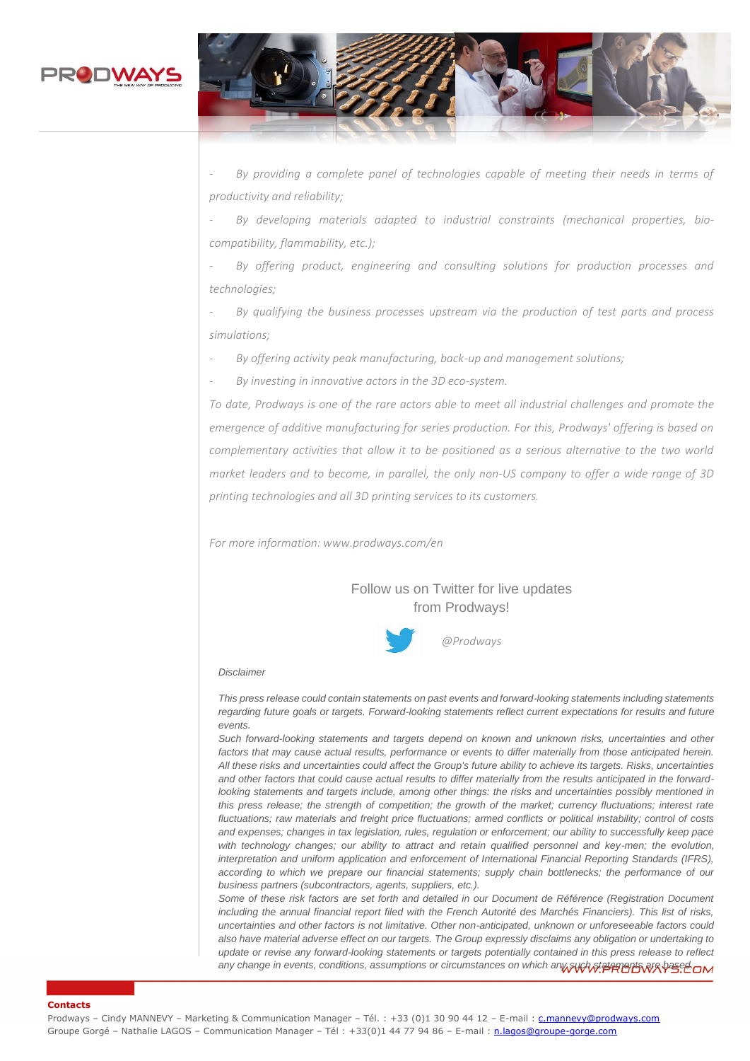- *By providing a complete panel of technologies capable of meeting their needs in terms of productivity and reliability;*
- *By developing materials adapted to industrial constraints (mechanical properties, bio-compatibility, flammability, etc.);*
- *By offering product, engineering and consulting solutions for production processes and technologies;*
- *By qualifying the business processes upstream via the production of test parts and process simulations;*
- *By offering activity peak manufacturing, back-up and management solutions;*
- *By investing in innovative actors in the 3D eco-system.*

*To date, Prodways is one of the rare actors able to meet all industrial challenges and promote the emergence of additive manufacturing for series production. For this, Prodways' offering is based on complementary activities that allow it to be positioned as a serious alternative to the two world market leaders and to become, in parallel, the only non-US company to offer a wide range of 3D printing technologies and all 3D printing services to its customers.*

*For more information: www.prodways.com/en*

Follow us on Twitter for live updates from Prodways!

*@Prodways*

*Disclaimer*

*This press release could contain statements on past events and forward-looking statements including statements regarding future goals or targets. Forward-looking statements reflect current expectations for results and future events.*

*Such forward-looking statements and targets depend on known and unknown risks, uncertainties and other factors that may cause actual results, performance or events to differ materially from those anticipated herein. All these risks and uncertainties could affect the Group's future ability to achieve its targets. Risks, uncertainties and other factors that could cause actual results to differ materially from the results anticipated in the forward-looking statements and targets include, among other things: the risks and uncertainties possibly mentioned in this press release; the strength of competition; the growth of the market; currency fluctuations; interest rate fluctuations; raw materials and freight price fluctuations; armed conflicts or political instability; control of costs and expenses; changes in tax legislation, rules, regulation or enforcement; our ability to successfully keep pace with technology changes; our ability to attract and retain qualified personnel and key-men; the evolution, interpretation and uniform application and enforcement of International Financial Reporting Standards (IFRS), according to which we prepare our financial statements; supply chain bottlenecks; the performance of our business partners (subcontractors, agents, suppliers, etc.).*

*Some of these risk factors are set forth and detailed in our Document de Référence (Registration Document including the annual financial report filed with the French Autorité des Marchés Financiers). This list of risks, uncertainties and other factors is not limitative. Other non-anticipated, unknown or unforeseeable factors could also have material adverse effect on our targets. The Group expressly disclaims any obligation or undertaking to update or revise any forward-looking statements or targets potentially contained in this press release to reflect any change in events, conditions, assumptions or circumstances on which any such statements are based.*

**Contacts**

Prodways – Cindy MANNEVY – Marketing & Communication Manager – Tél. : +33 (0)1 30 90 44 12 – E-mail : c.mannevy@prodways.com

Groupe Gorgé – Nathalie LAGOS – Communication Manager – Tél : +33(0)1 44 77 94 86 – E-mail : n.lagos@groupe-gorge.com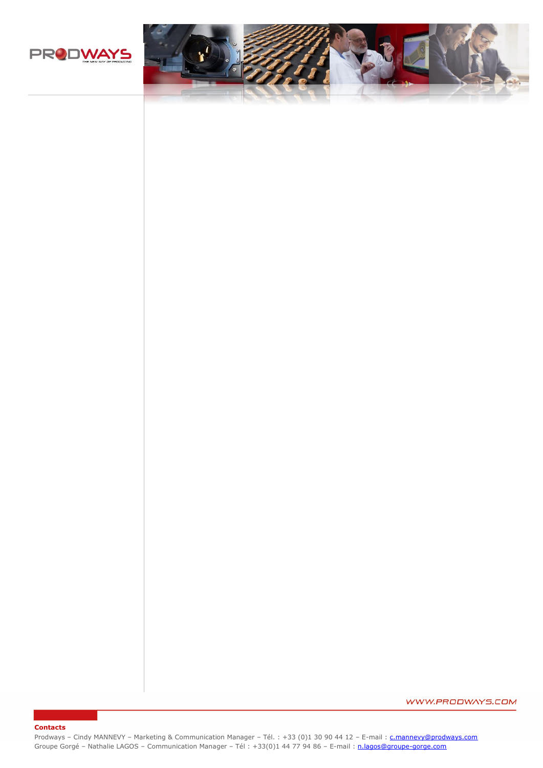**Contacts**

Prodways – Cindy MANNEVY – Marketing & Communication Manager – Tél. : +33 (0)1 30 90 44 12 – E-mail : c.mannevy@prodways.com

Groupe Gorgé – Nathalie LAGOS – Communication Manager – Tél : +33(0)1 44 77 94 86 – E-mail : n.lagos@groupe-gorge.com